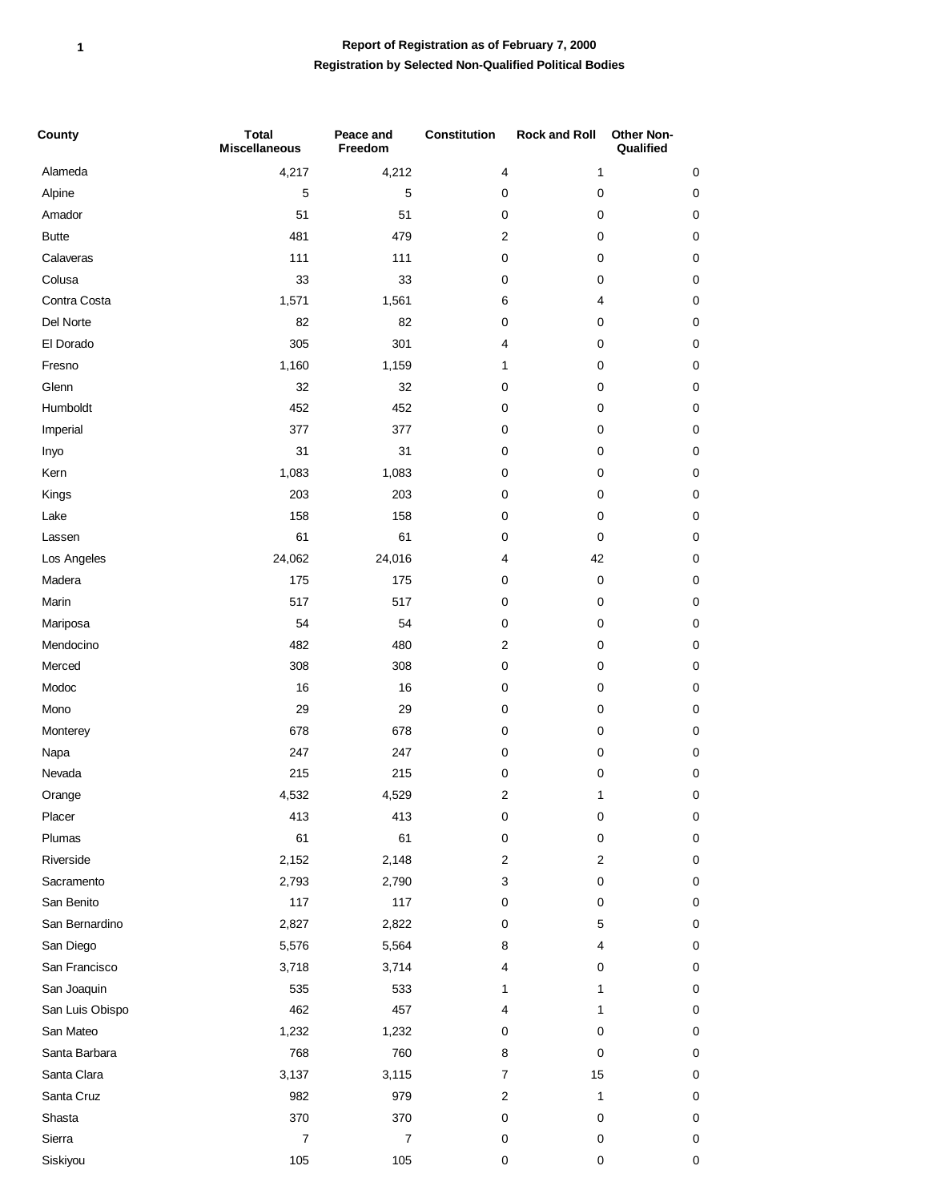# Report of Registration as of February 7, 2000

## Registration by Selected Non-Qualified Political Bodies

| County | Total Miscellaneous | Peace and Freedom | Constitution | Rock and Roll | Other Non-Qualified |
|---|---|---|---|---|---|
| Alameda | 4,217 | 4,212 | 4 | 1 | 0 |
| Alpine | 5 | 5 | 0 | 0 | 0 |
| Amador | 51 | 51 | 0 | 0 | 0 |
| Butte | 481 | 479 | 2 | 0 | 0 |
| Calaveras | 111 | 111 | 0 | 0 | 0 |
| Colusa | 33 | 33 | 0 | 0 | 0 |
| Contra Costa | 1,571 | 1,561 | 6 | 4 | 0 |
| Del Norte | 82 | 82 | 0 | 0 | 0 |
| El Dorado | 305 | 301 | 4 | 0 | 0 |
| Fresno | 1,160 | 1,159 | 1 | 0 | 0 |
| Glenn | 32 | 32 | 0 | 0 | 0 |
| Humboldt | 452 | 452 | 0 | 0 | 0 |
| Imperial | 377 | 377 | 0 | 0 | 0 |
| Inyo | 31 | 31 | 0 | 0 | 0 |
| Kern | 1,083 | 1,083 | 0 | 0 | 0 |
| Kings | 203 | 203 | 0 | 0 | 0 |
| Lake | 158 | 158 | 0 | 0 | 0 |
| Lassen | 61 | 61 | 0 | 0 | 0 |
| Los Angeles | 24,062 | 24,016 | 4 | 42 | 0 |
| Madera | 175 | 175 | 0 | 0 | 0 |
| Marin | 517 | 517 | 0 | 0 | 0 |
| Mariposa | 54 | 54 | 0 | 0 | 0 |
| Mendocino | 482 | 480 | 2 | 0 | 0 |
| Merced | 308 | 308 | 0 | 0 | 0 |
| Modoc | 16 | 16 | 0 | 0 | 0 |
| Mono | 29 | 29 | 0 | 0 | 0 |
| Monterey | 678 | 678 | 0 | 0 | 0 |
| Napa | 247 | 247 | 0 | 0 | 0 |
| Nevada | 215 | 215 | 0 | 0 | 0 |
| Orange | 4,532 | 4,529 | 2 | 1 | 0 |
| Placer | 413 | 413 | 0 | 0 | 0 |
| Plumas | 61 | 61 | 0 | 0 | 0 |
| Riverside | 2,152 | 2,148 | 2 | 2 | 0 |
| Sacramento | 2,793 | 2,790 | 3 | 0 | 0 |
| San Benito | 117 | 117 | 0 | 0 | 0 |
| San Bernardino | 2,827 | 2,822 | 0 | 5 | 0 |
| San Diego | 5,576 | 5,564 | 8 | 4 | 0 |
| San Francisco | 3,718 | 3,714 | 4 | 0 | 0 |
| San Joaquin | 535 | 533 | 1 | 1 | 0 |
| San Luis Obispo | 462 | 457 | 4 | 1 | 0 |
| San Mateo | 1,232 | 1,232 | 0 | 0 | 0 |
| Santa Barbara | 768 | 760 | 8 | 0 | 0 |
| Santa Clara | 3,137 | 3,115 | 7 | 15 | 0 |
| Santa Cruz | 982 | 979 | 2 | 1 | 0 |
| Shasta | 370 | 370 | 0 | 0 | 0 |
| Sierra | 7 | 7 | 0 | 0 | 0 |
| Siskiyou | 105 | 105 | 0 | 0 | 0 |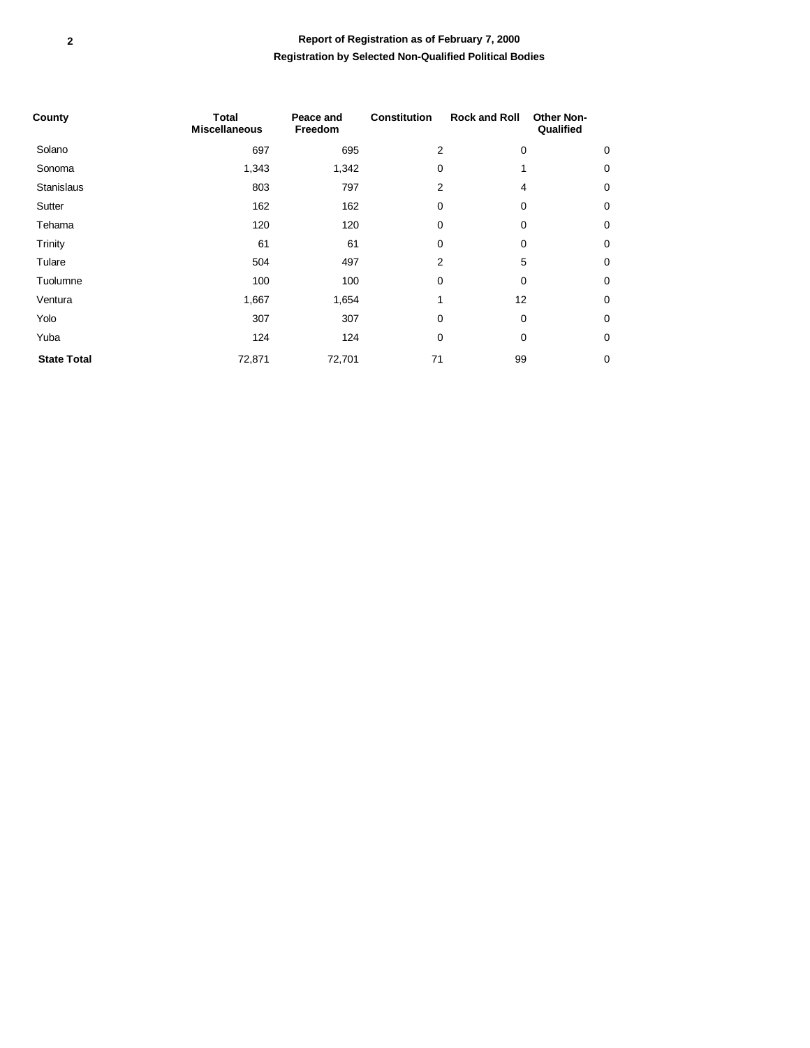## Report of Registration as of February 7, 2000

### Registration by Selected Non-Qualified Political Bodies

| County | Total Miscellaneous | Peace and Freedom | Constitution | Rock and Roll | Other Non-Qualified |
|---|---|---|---|---|---|
| Solano | 697 | 695 | 2 | 0 | 0 |
| Sonoma | 1,343 | 1,342 | 0 | 1 | 0 |
| Stanislaus | 803 | 797 | 2 | 4 | 0 |
| Sutter | 162 | 162 | 0 | 0 | 0 |
| Tehama | 120 | 120 | 0 | 0 | 0 |
| Trinity | 61 | 61 | 0 | 0 | 0 |
| Tulare | 504 | 497 | 2 | 5 | 0 |
| Tuolumne | 100 | 100 | 0 | 0 | 0 |
| Ventura | 1,667 | 1,654 | 1 | 12 | 0 |
| Yolo | 307 | 307 | 0 | 0 | 0 |
| Yuba | 124 | 124 | 0 | 0 | 0 |
| **State Total** | 72,871 | 72,701 | 71 | 99 | 0 |